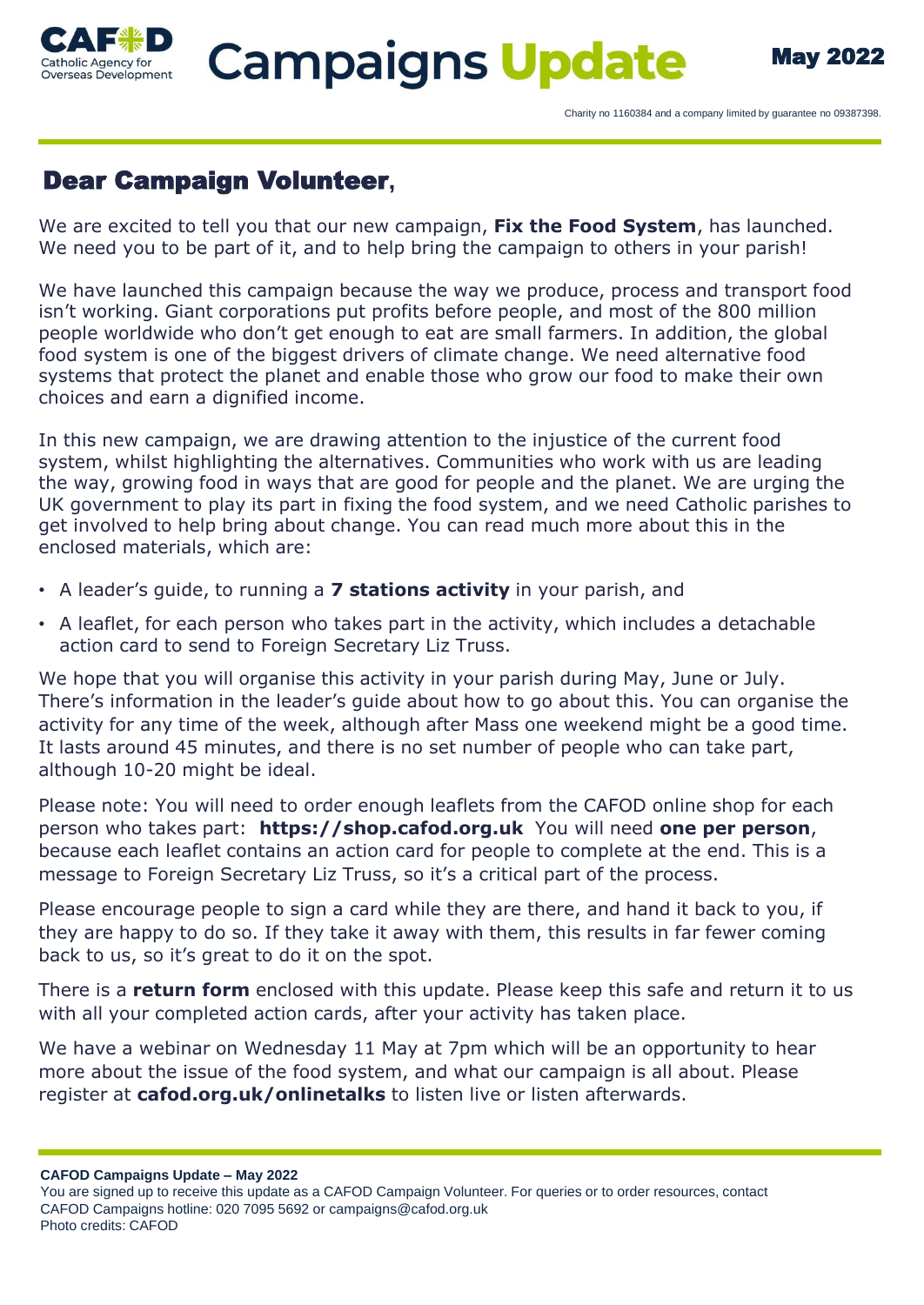# CAFOD Campaigns Update

Catholic Agency for Overseas Development

May 2022

Charity no 1160384 and a company limited by guarantee no 09387398.

## Dear Campaign Volunteer,

We are excited to tell you that our new campaign, **Fix the Food System**, has launched. We need you to be part of it, and to help bring the campaign to others in your parish!

We have launched this campaign because the way we produce, process and transport food isn't working. Giant corporations put profits before people, and most of the 800 million people worldwide who don't get enough to eat are small farmers. In addition, the global food system is one of the biggest drivers of climate change. We need alternative food systems that protect the planet and enable those who grow our food to make their own choices and earn a dignified income.

In this new campaign, we are drawing attention to the injustice of the current food system, whilst highlighting the alternatives. Communities who work with us are leading the way, growing food in ways that are good for people and the planet. We are urging the UK government to play its part in fixing the food system, and we need Catholic parishes to get involved to help bring about change. You can read much more about this in the enclosed materials, which are:

- A leader's guide, to running a **7 stations activity** in your parish, and
- A leaflet, for each person who takes part in the activity, which includes a detachable action card to send to Foreign Secretary Liz Truss.

We hope that you will organise this activity in your parish during May, June or July. There's information in the leader's guide about how to go about this. You can organise the activity for any time of the week, although after Mass one weekend might be a good time. It lasts around 45 minutes, and there is no set number of people who can take part, although 10-20 might be ideal.

Please note: You will need to order enough leaflets from the CAFOD online shop for each person who takes part: **https://shop.cafod.org.uk** You will need **one per person**, because each leaflet contains an action card for people to complete at the end. This is a message to Foreign Secretary Liz Truss, so it's a critical part of the process.

Please encourage people to sign a card while they are there, and hand it back to you, if they are happy to do so. If they take it away with them, this results in far fewer coming back to us, so it's great to do it on the spot.

There is a **return form** enclosed with this update. Please keep this safe and return it to us with all your completed action cards, after your activity has taken place.

We have a webinar on Wednesday 11 May at 7pm which will be an opportunity to hear more about the issue of the food system, and what our campaign is all about. Please register at **cafod.org.uk/onlinetalks** to listen live or listen afterwards.

**CAFOD Campaigns Update – May 2022**
You are signed up to receive this update as a CAFOD Campaign Volunteer. For queries or to order resources, contact CAFOD Campaigns hotline: 020 7095 5692 or campaigns@cafod.org.uk
Photo credits: CAFOD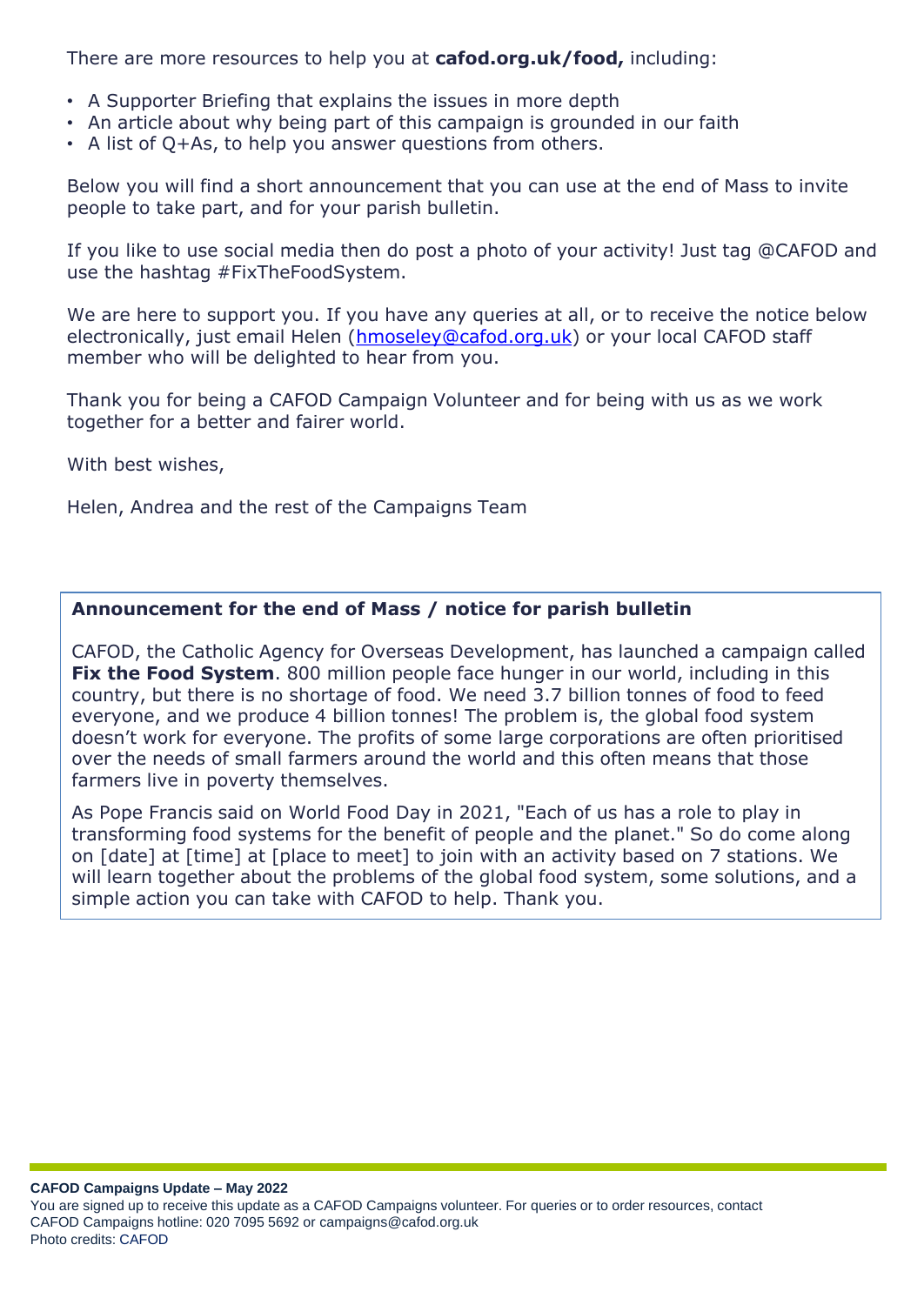There are more resources to help you at **cafod.org.uk/food,** including:

- A Supporter Briefing that explains the issues in more depth
- An article about why being part of this campaign is grounded in our faith
- A list of Q+As, to help you answer questions from others.

Below you will find a short announcement that you can use at the end of Mass to invite people to take part, and for your parish bulletin.

If you like to use social media then do post a photo of your activity! Just tag @CAFOD and use the hashtag #FixTheFoodSystem.

We are here to support you. If you have any queries at all, or to receive the notice below electronically, just email Helen (hmoseley@cafod.org.uk) or your local CAFOD staff member who will be delighted to hear from you.

Thank you for being a CAFOD Campaign Volunteer and for being with us as we work together for a better and fairer world.

With best wishes,

Helen, Andrea and the rest of the Campaigns Team

**Announcement for the end of Mass / notice for parish bulletin**

CAFOD, the Catholic Agency for Overseas Development, has launched a campaign called **Fix the Food System**. 800 million people face hunger in our world, including in this country, but there is no shortage of food. We need 3.7 billion tonnes of food to feed everyone, and we produce 4 billion tonnes! The problem is, the global food system doesn't work for everyone. The profits of some large corporations are often prioritised over the needs of small farmers around the world and this often means that those farmers live in poverty themselves.

As Pope Francis said on World Food Day in 2021, "Each of us has a role to play in transforming food systems for the benefit of people and the planet." So do come along on [date] at [time] at [place to meet] to join with an activity based on 7 stations. We will learn together about the problems of the global food system, some solutions, and a simple action you can take with CAFOD to help. Thank you.

**CAFOD Campaigns Update – May 2022**
You are signed up to receive this update as a CAFOD Campaigns volunteer. For queries or to order resources, contact CAFOD Campaigns hotline: 020 7095 5692 or campaigns@cafod.org.uk
Photo credits: CAFOD